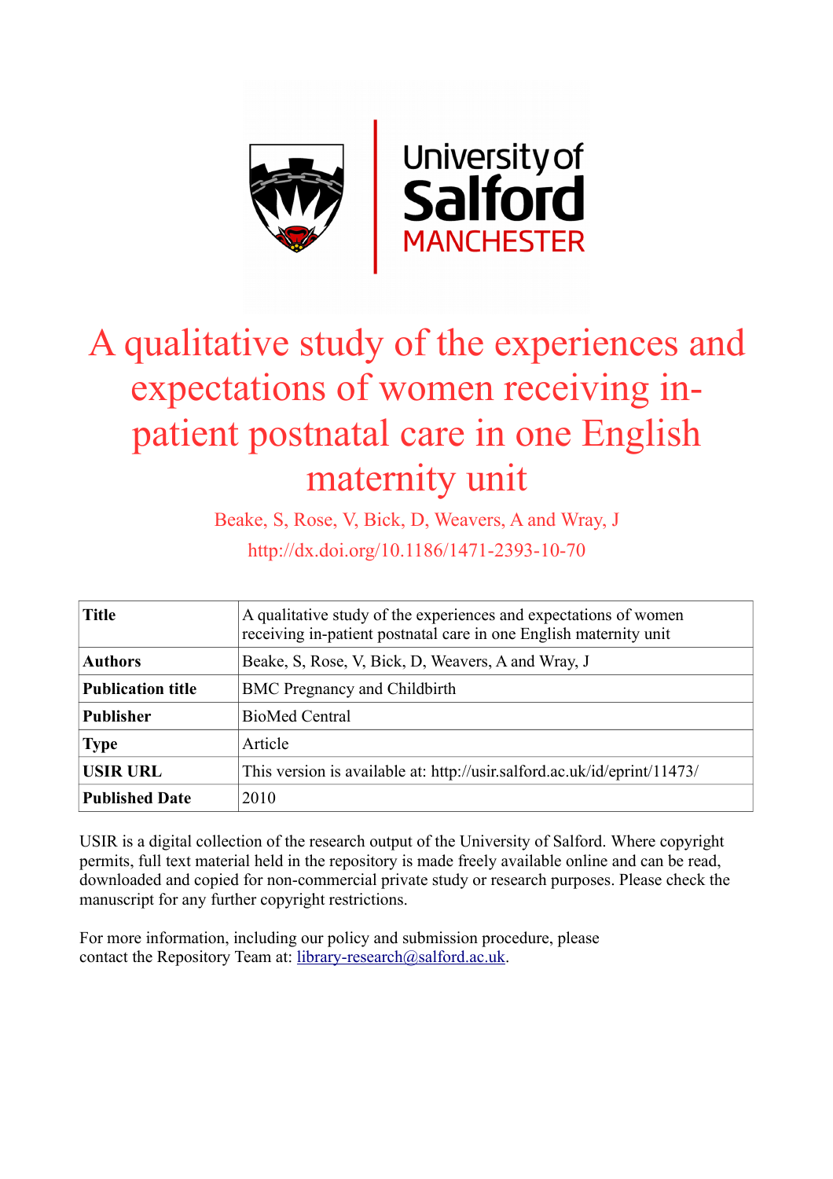# A qualitative study of the experiences and expectations of women receiving in-patient postnatal care in one English maternity unit

Beake, S, Rose, V, Bick, D, Weavers, A and Wray, J

http://dx.doi.org/10.1186/1471-2393-10-70

| Title | A qualitative study of the experiences and expectations of women receiving in-patient postnatal care in one English maternity unit |
|---|---|
| Authors | Beake, S, Rose, V, Bick, D, Weavers, A and Wray, J |
| Publication title | BMC Pregnancy and Childbirth |
| Publisher | BioMed Central |
| Type | Article |
| USIR URL | This version is available at: http://usir.salford.ac.uk/id/eprint/11473/ |
| Published Date | 2010 |

USIR is a digital collection of the research output of the University of Salford. Where copyright permits, full text material held in the repository is made freely available online and can be read, downloaded and copied for non-commercial private study or research purposes. Please check the manuscript for any further copyright restrictions.

For more information, including our policy and submission procedure, please contact the Repository Team at: library-research@salford.ac.uk.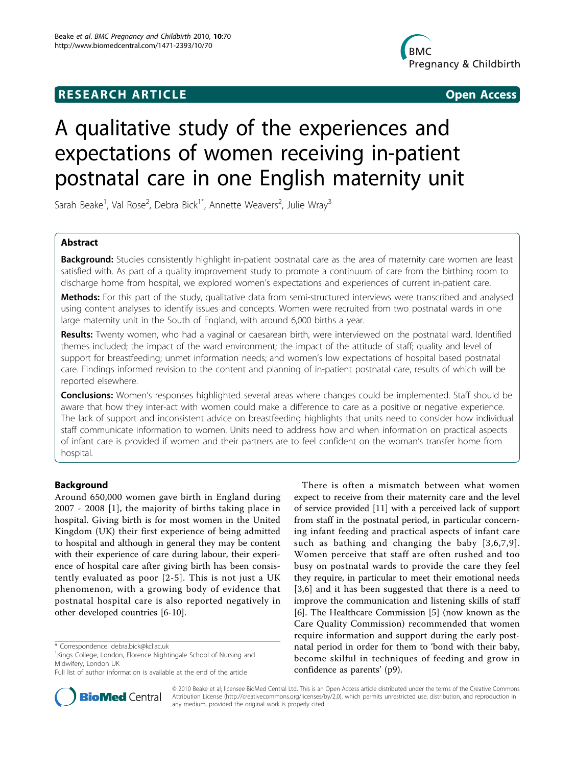# A qualitative study of the experiences and expectations of women receiving in-patient postnatal care in one English maternity unit

Sarah Beake[1], Val Rose[2], Debra Bick[1*], Annette Weavers[2], Julie Wray[3]

## Abstract

**Background:** Studies consistently highlight in-patient postnatal care as the area of maternity care women are least satisfied with. As part of a quality improvement study to promote a continuum of care from the birthing room to discharge home from hospital, we explored women's expectations and experiences of current in-patient care.

**Methods:** For this part of the study, qualitative data from semi-structured interviews were transcribed and analysed using content analyses to identify issues and concepts. Women were recruited from two postnatal wards in one large maternity unit in the South of England, with around 6,000 births a year.

**Results:** Twenty women, who had a vaginal or caesarean birth, were interviewed on the postnatal ward. Identified themes included; the impact of the ward environment; the impact of the attitude of staff; quality and level of support for breastfeeding; unmet information needs; and women's low expectations of hospital based postnatal care. Findings informed revision to the content and planning of in-patient postnatal care, results of which will be reported elsewhere.

**Conclusions:** Women's responses highlighted several areas where changes could be implemented. Staff should be aware that how they inter-act with women could make a difference to care as a positive or negative experience. The lack of support and inconsistent advice on breastfeeding highlights that units need to consider how individual staff communicate information to women. Units need to address how and when information on practical aspects of infant care is provided if women and their partners are to feel confident on the woman's transfer home from hospital.

## Background

Around 650,000 women gave birth in England during 2007 - 2008 [1], the majority of births taking place in hospital. Giving birth is for most women in the United Kingdom (UK) their first experience of being admitted to hospital and although in general they may be content with their experience of care during labour, their experience of hospital care after giving birth has been consistently evaluated as poor [2-5]. This is not just a UK phenomenon, with a growing body of evidence that postnatal hospital care is also reported negatively in other developed countries [6-10].

There is often a mismatch between what women expect to receive from their maternity care and the level of service provided [11] with a perceived lack of support from staff in the postnatal period, in particular concerning infant feeding and practical aspects of infant care such as bathing and changing the baby [3,6,7,9]. Women perceive that staff are often rushed and too busy on postnatal wards to provide the care they feel they require, in particular to meet their emotional needs [3,6] and it has been suggested that there is a need to improve the communication and listening skills of staff [6]. The Healthcare Commission [5] (now known as the Care Quality Commission) recommended that women require information and support during the early postnatal period in order for them to 'bond with their baby, become skilful in techniques of feeding and grow in confidence as parents' (p9).

\* Correspondence: debra.bick@kcl.ac.uk
[1]Kings College, London, Florence Nightingale School of Nursing and Midwifery, London UK
Full list of author information is available at the end of the article

© 2010 Beake et al; licensee BioMed Central Ltd. This is an Open Access article distributed under the terms of the Creative Commons Attribution License (http://creativecommons.org/licenses/by/2.0), which permits unrestricted use, distribution, and reproduction in any medium, provided the original work is properly cited.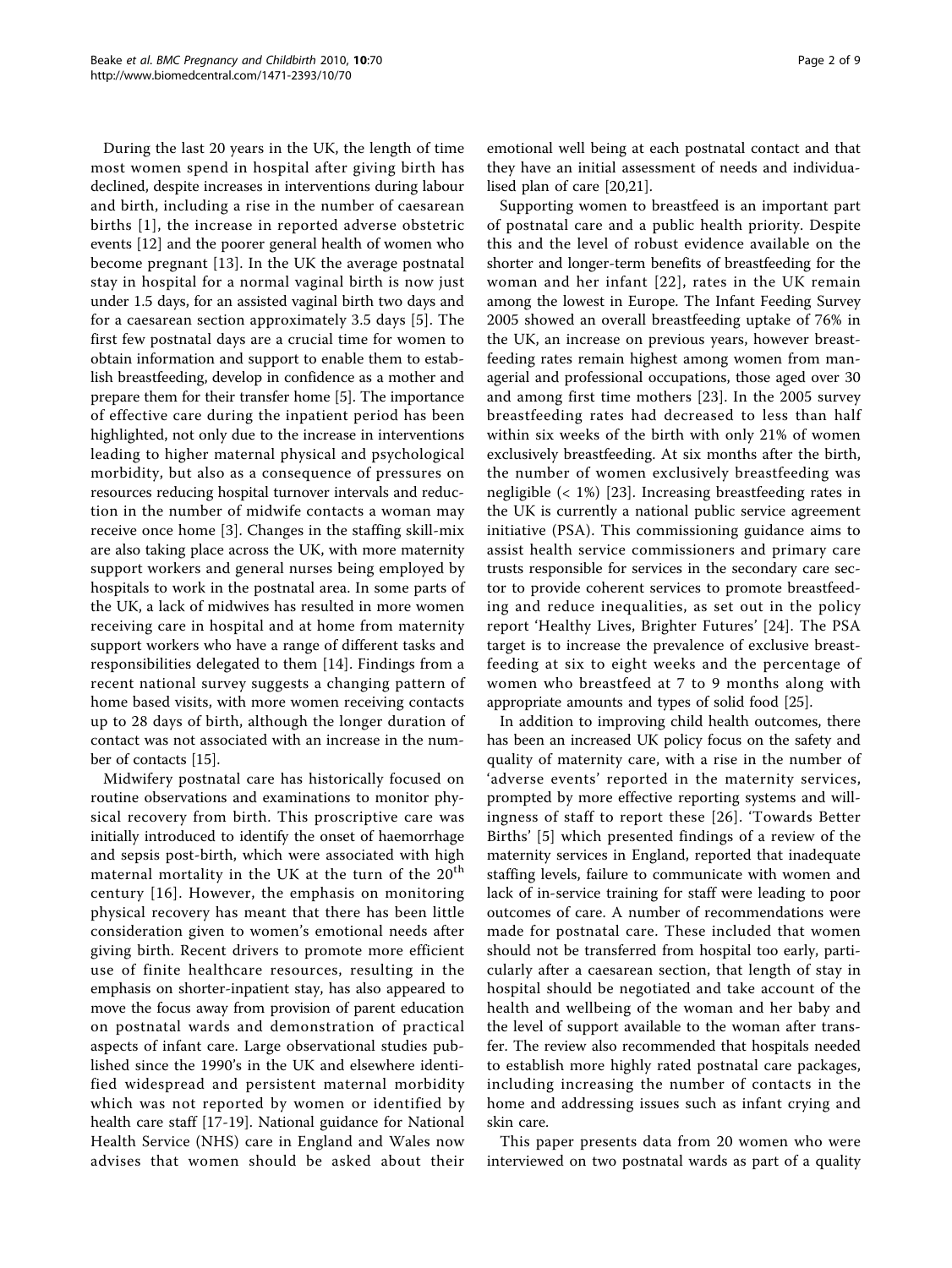During the last 20 years in the UK, the length of time most women spend in hospital after giving birth has declined, despite increases in interventions during labour and birth, including a rise in the number of caesarean births [1], the increase in reported adverse obstetric events [12] and the poorer general health of women who become pregnant [13]. In the UK the average postnatal stay in hospital for a normal vaginal birth is now just under 1.5 days, for an assisted vaginal birth two days and for a caesarean section approximately 3.5 days [5]. The first few postnatal days are a crucial time for women to obtain information and support to enable them to establish breastfeeding, develop in confidence as a mother and prepare them for their transfer home [5]. The importance of effective care during the inpatient period has been highlighted, not only due to the increase in interventions leading to higher maternal physical and psychological morbidity, but also as a consequence of pressures on resources reducing hospital turnover intervals and reduction in the number of midwife contacts a woman may receive once home [3]. Changes in the staffing skill-mix are also taking place across the UK, with more maternity support workers and general nurses being employed by hospitals to work in the postnatal area. In some parts of the UK, a lack of midwives has resulted in more women receiving care in hospital and at home from maternity support workers who have a range of different tasks and responsibilities delegated to them [14]. Findings from a recent national survey suggests a changing pattern of home based visits, with more women receiving contacts up to 28 days of birth, although the longer duration of contact was not associated with an increase in the number of contacts [15].

Midwifery postnatal care has historically focused on routine observations and examinations to monitor physical recovery from birth. This proscriptive care was initially introduced to identify the onset of haemorrhage and sepsis post-birth, which were associated with high maternal mortality in the UK at the turn of the 20[th] century [16]. However, the emphasis on monitoring physical recovery has meant that there has been little consideration given to women's emotional needs after giving birth. Recent drivers to promote more efficient use of finite healthcare resources, resulting in the emphasis on shorter-inpatient stay, has also appeared to move the focus away from provision of parent education on postnatal wards and demonstration of practical aspects of infant care. Large observational studies published since the 1990's in the UK and elsewhere identified widespread and persistent maternal morbidity which was not reported by women or identified by health care staff [17-19]. National guidance for National Health Service (NHS) care in England and Wales now advises that women should be asked about their emotional well being at each postnatal contact and that they have an initial assessment of needs and individualised plan of care [20,21].

Supporting women to breastfeed is an important part of postnatal care and a public health priority. Despite this and the level of robust evidence available on the shorter and longer-term benefits of breastfeeding for the woman and her infant [22], rates in the UK remain among the lowest in Europe. The Infant Feeding Survey 2005 showed an overall breastfeeding uptake of 76% in the UK, an increase on previous years, however breastfeeding rates remain highest among women from managerial and professional occupations, those aged over 30 and among first time mothers [23]. In the 2005 survey breastfeeding rates had decreased to less than half within six weeks of the birth with only 21% of women exclusively breastfeeding. At six months after the birth, the number of women exclusively breastfeeding was negligible (< 1%) [23]. Increasing breastfeeding rates in the UK is currently a national public service agreement initiative (PSA). This commissioning guidance aims to assist health service commissioners and primary care trusts responsible for services in the secondary care sector to provide coherent services to promote breastfeeding and reduce inequalities, as set out in the policy report 'Healthy Lives, Brighter Futures' [24]. The PSA target is to increase the prevalence of exclusive breastfeeding at six to eight weeks and the percentage of women who breastfeed at 7 to 9 months along with appropriate amounts and types of solid food [25].

In addition to improving child health outcomes, there has been an increased UK policy focus on the safety and quality of maternity care, with a rise in the number of 'adverse events' reported in the maternity services, prompted by more effective reporting systems and willingness of staff to report these [26]. 'Towards Better Births' [5] which presented findings of a review of the maternity services in England, reported that inadequate staffing levels, failure to communicate with women and lack of in-service training for staff were leading to poor outcomes of care. A number of recommendations were made for postnatal care. These included that women should not be transferred from hospital too early, particularly after a caesarean section, that length of stay in hospital should be negotiated and take account of the health and wellbeing of the woman and her baby and the level of support available to the woman after transfer. The review also recommended that hospitals needed to establish more highly rated postnatal care packages, including increasing the number of contacts in the home and addressing issues such as infant crying and skin care.

This paper presents data from 20 women who were interviewed on two postnatal wards as part of a quality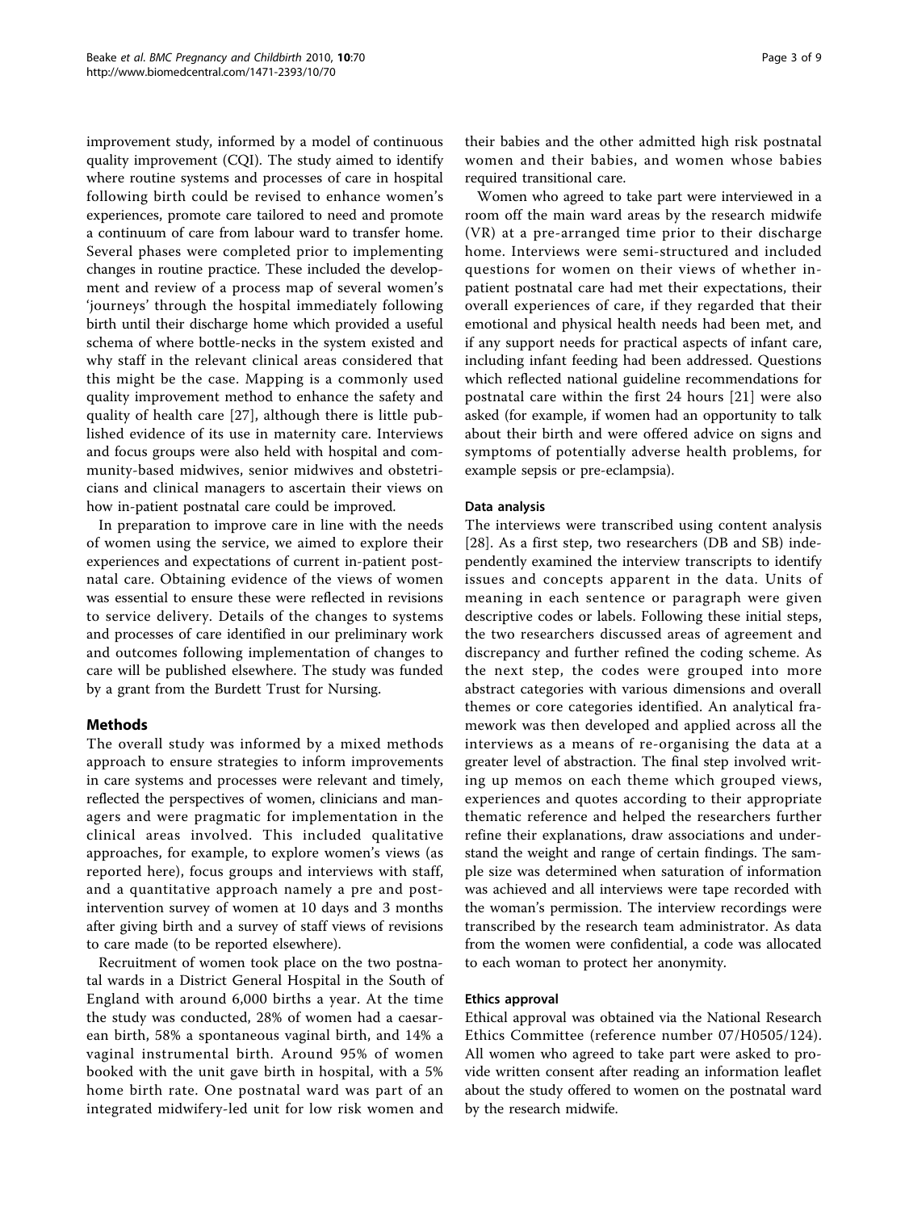improvement study, informed by a model of continuous quality improvement (CQI). The study aimed to identify where routine systems and processes of care in hospital following birth could be revised to enhance women's experiences, promote care tailored to need and promote a continuum of care from labour ward to transfer home. Several phases were completed prior to implementing changes in routine practice. These included the development and review of a process map of several women's 'journeys' through the hospital immediately following birth until their discharge home which provided a useful schema of where bottle-necks in the system existed and why staff in the relevant clinical areas considered that this might be the case. Mapping is a commonly used quality improvement method to enhance the safety and quality of health care [27], although there is little published evidence of its use in maternity care. Interviews and focus groups were also held with hospital and community-based midwives, senior midwives and obstetricians and clinical managers to ascertain their views on how in-patient postnatal care could be improved.

In preparation to improve care in line with the needs of women using the service, we aimed to explore their experiences and expectations of current in-patient postnatal care. Obtaining evidence of the views of women was essential to ensure these were reflected in revisions to service delivery. Details of the changes to systems and processes of care identified in our preliminary work and outcomes following implementation of changes to care will be published elsewhere. The study was funded by a grant from the Burdett Trust for Nursing.

## Methods

The overall study was informed by a mixed methods approach to ensure strategies to inform improvements in care systems and processes were relevant and timely, reflected the perspectives of women, clinicians and managers and were pragmatic for implementation in the clinical areas involved. This included qualitative approaches, for example, to explore women's views (as reported here), focus groups and interviews with staff, and a quantitative approach namely a pre and post-intervention survey of women at 10 days and 3 months after giving birth and a survey of staff views of revisions to care made (to be reported elsewhere).

Recruitment of women took place on the two postnatal wards in a District General Hospital in the South of England with around 6,000 births a year. At the time the study was conducted, 28% of women had a caesarean birth, 58% a spontaneous vaginal birth, and 14% a vaginal instrumental birth. Around 95% of women booked with the unit gave birth in hospital, with a 5% home birth rate. One postnatal ward was part of an integrated midwifery-led unit for low risk women and their babies and the other admitted high risk postnatal women and their babies, and women whose babies required transitional care.

Women who agreed to take part were interviewed in a room off the main ward areas by the research midwife (VR) at a pre-arranged time prior to their discharge home. Interviews were semi-structured and included questions for women on their views of whether in-patient postnatal care had met their expectations, their overall experiences of care, if they regarded that their emotional and physical health needs had been met, and if any support needs for practical aspects of infant care, including infant feeding had been addressed. Questions which reflected national guideline recommendations for postnatal care within the first 24 hours [21] were also asked (for example, if women had an opportunity to talk about their birth and were offered advice on signs and symptoms of potentially adverse health problems, for example sepsis or pre-eclampsia).

### Data analysis

The interviews were transcribed using content analysis [28]. As a first step, two researchers (DB and SB) independently examined the interview transcripts to identify issues and concepts apparent in the data. Units of meaning in each sentence or paragraph were given descriptive codes or labels. Following these initial steps, the two researchers discussed areas of agreement and discrepancy and further refined the coding scheme. As the next step, the codes were grouped into more abstract categories with various dimensions and overall themes or core categories identified. An analytical framework was then developed and applied across all the interviews as a means of re-organising the data at a greater level of abstraction. The final step involved writing up memos on each theme which grouped views, experiences and quotes according to their appropriate thematic reference and helped the researchers further refine their explanations, draw associations and understand the weight and range of certain findings. The sample size was determined when saturation of information was achieved and all interviews were tape recorded with the woman's permission. The interview recordings were transcribed by the research team administrator. As data from the women were confidential, a code was allocated to each woman to protect her anonymity.

### Ethics approval

Ethical approval was obtained via the National Research Ethics Committee (reference number 07/H0505/124). All women who agreed to take part were asked to provide written consent after reading an information leaflet about the study offered to women on the postnatal ward by the research midwife.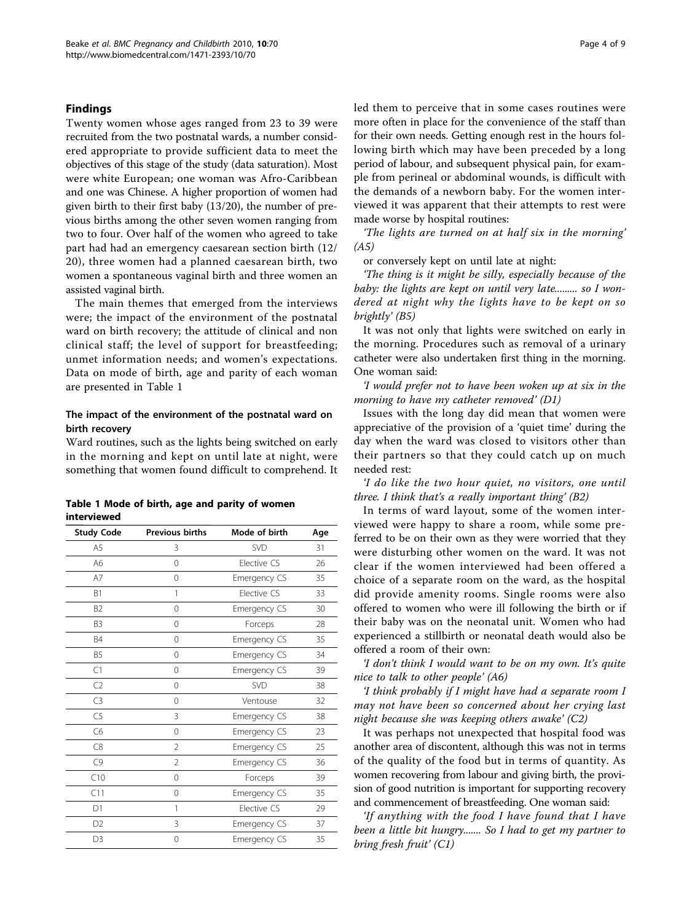## Findings

Twenty women whose ages ranged from 23 to 39 were recruited from the two postnatal wards, a number considered appropriate to provide sufficient data to meet the objectives of this stage of the study (data saturation). Most were white European; one woman was Afro-Caribbean and one was Chinese. A higher proportion of women had given birth to their first baby (13/20), the number of previous births among the other seven women ranging from two to four. Over half of the women who agreed to take part had had an emergency caesarean section birth (12/20), three women had a planned caesarean birth, two women a spontaneous vaginal birth and three women an assisted vaginal birth.

The main themes that emerged from the interviews were; the impact of the environment of the postnatal ward on birth recovery; the attitude of clinical and non clinical staff; the level of support for breastfeeding; unmet information needs; and women's expectations. Data on mode of birth, age and parity of each woman are presented in Table 1

### The impact of the environment of the postnatal ward on birth recovery

Ward routines, such as the lights being switched on early in the morning and kept on until late at night, were something that women found difficult to comprehend. It led them to perceive that in some cases routines were more often in place for the convenience of the staff than for their own needs. Getting enough rest in the hours following birth which may have been preceded by a long period of labour, and subsequent physical pain, for example from perineal or abdominal wounds, is difficult with the demands of a newborn baby. For the women interviewed it was apparent that their attempts to rest were made worse by hospital routines:

*'The lights are turned on at half six in the morning' (A5)*

or conversely kept on until late at night:

*'The thing is it might be silly, especially because of the baby: the lights are kept on until very late......... so I wondered at night why the lights have to be kept on so brightly' (B5)*

It was not only that lights were switched on early in the morning. Procedures such as removal of a urinary catheter were also undertaken first thing in the morning. One woman said:

*'I would prefer not to have been woken up at six in the morning to have my catheter removed' (D1)*

Issues with the long day did mean that women were appreciative of the provision of a 'quiet time' during the day when the ward was closed to visitors other than their partners so that they could catch up on much needed rest:

*'I do like the two hour quiet, no visitors, one until three. I think that's a really important thing' (B2)*

In terms of ward layout, some of the women interviewed were happy to share a room, while some preferred to be on their own as they were worried that they were disturbing other women on the ward. It was not clear if the women interviewed had been offered a choice of a separate room on the ward, as the hospital did provide amenity rooms. Single rooms were also offered to women who were ill following the birth or if their baby was on the neonatal unit. Women who had experienced a stillbirth or neonatal death would also be offered a room of their own:

*'I don't think I would want to be on my own. It's quite nice to talk to other people' (A6)*

*'I think probably if I might have had a separate room I may not have been so concerned about her crying last night because she was keeping others awake' (C2)*

It was perhaps not unexpected that hospital food was another area of discontent, although this was not in terms of the quality of the food but in terms of quantity. As women recovering from labour and giving birth, the provision of good nutrition is important for supporting recovery and commencement of breastfeeding. One woman said:

*'If anything with the food I have found that I have been a little bit hungry....... So I had to get my partner to bring fresh fruit' (C1)*

**Table 1 Mode of birth, age and parity of women interviewed**

| Study Code | Previous births | Mode of birth | Age |
|---|---|---|---|
| A5 | 3 | SVD | 31 |
| A6 | 0 | Elective CS | 26 |
| A7 | 0 | Emergency CS | 35 |
| B1 | 1 | Elective CS | 33 |
| B2 | 0 | Emergency CS | 30 |
| B3 | 0 | Forceps | 28 |
| B4 | 0 | Emergency CS | 35 |
| B5 | 0 | Emergency CS | 34 |
| C1 | 0 | Emergency CS | 39 |
| C2 | 0 | SVD | 38 |
| C3 | 0 | Ventouse | 32 |
| C5 | 3 | Emergency CS | 38 |
| C6 | 0 | Emergency CS | 23 |
| C8 | 2 | Emergency CS | 25 |
| C9 | 2 | Emergency CS | 36 |
| C10 | 0 | Forceps | 39 |
| C11 | 0 | Emergency CS | 35 |
| D1 | 1 | Elective CS | 29 |
| D2 | 3 | Emergency CS | 37 |
| D3 | 0 | Emergency CS | 35 |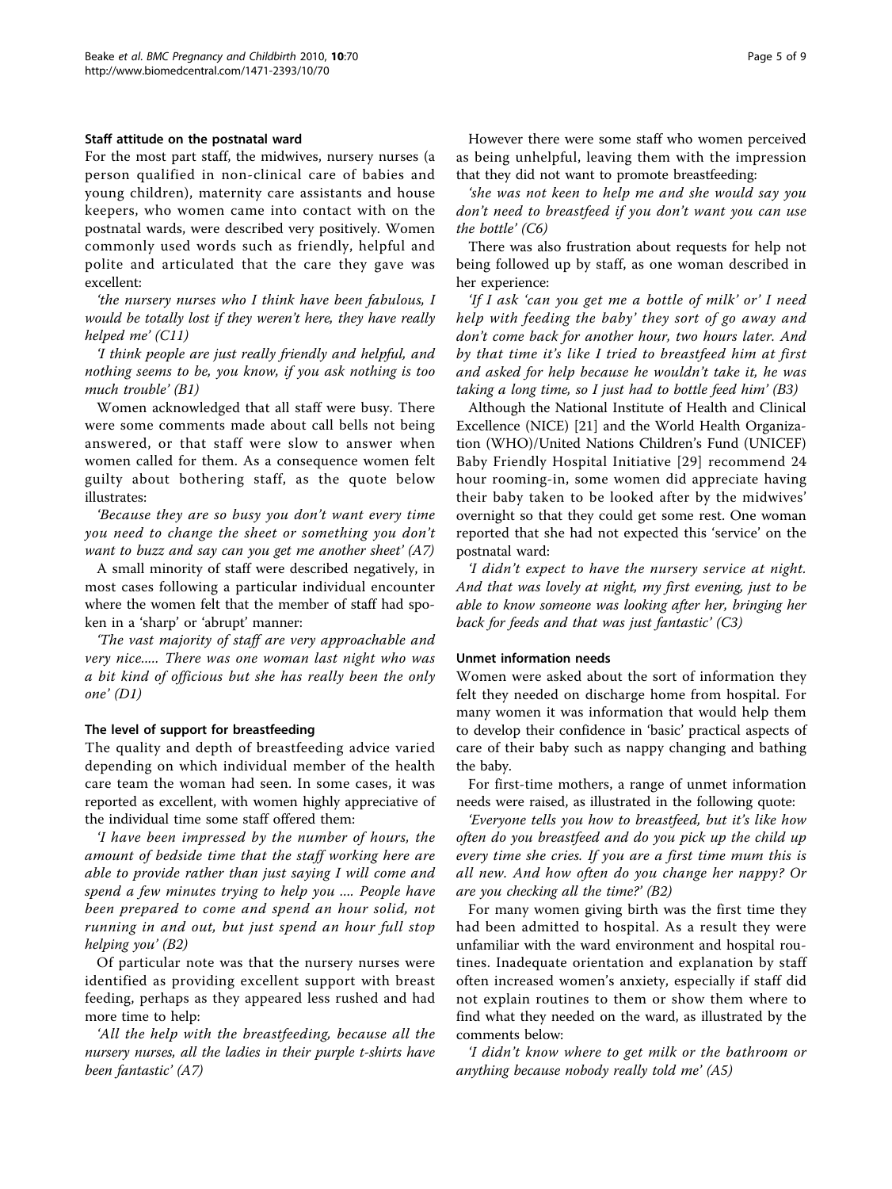#### Staff attitude on the postnatal ward

For the most part staff, the midwives, nursery nurses (a person qualified in non-clinical care of babies and young children), maternity care assistants and house keepers, who women came into contact with on the postnatal wards, were described very positively. Women commonly used words such as friendly, helpful and polite and articulated that the care they gave was excellent:

*'the nursery nurses who I think have been fabulous, I would be totally lost if they weren't here, they have really helped me' (C11)*

*'I think people are just really friendly and helpful, and nothing seems to be, you know, if you ask nothing is too much trouble' (B1)*

Women acknowledged that all staff were busy. There were some comments made about call bells not being answered, or that staff were slow to answer when women called for them. As a consequence women felt guilty about bothering staff, as the quote below illustrates:

*'Because they are so busy you don't want every time you need to change the sheet or something you don't want to buzz and say can you get me another sheet' (A7)*

A small minority of staff were described negatively, in most cases following a particular individual encounter where the women felt that the member of staff had spoken in a 'sharp' or 'abrupt' manner:

*'The vast majority of staff are very approachable and very nice..... There was one woman last night who was a bit kind of officious but she has really been the only one' (D1)*

#### The level of support for breastfeeding

The quality and depth of breastfeeding advice varied depending on which individual member of the health care team the woman had seen. In some cases, it was reported as excellent, with women highly appreciative of the individual time some staff offered them:

*'I have been impressed by the number of hours, the amount of bedside time that the staff working here are able to provide rather than just saying I will come and spend a few minutes trying to help you .... People have been prepared to come and spend an hour solid, not running in and out, but just spend an hour full stop helping you' (B2)*

Of particular note was that the nursery nurses were identified as providing excellent support with breast feeding, perhaps as they appeared less rushed and had more time to help:

*'All the help with the breastfeeding, because all the nursery nurses, all the ladies in their purple t-shirts have been fantastic' (A7)*

However there were some staff who women perceived as being unhelpful, leaving them with the impression that they did not want to promote breastfeeding:

*'she was not keen to help me and she would say you don't need to breastfeed if you don't want you can use the bottle' (C6)*

There was also frustration about requests for help not being followed up by staff, as one woman described in her experience:

*'If I ask 'can you get me a bottle of milk' or' I need help with feeding the baby' they sort of go away and don't come back for another hour, two hours later. And by that time it's like I tried to breastfeed him at first and asked for help because he wouldn't take it, he was taking a long time, so I just had to bottle feed him' (B3)*

Although the National Institute of Health and Clinical Excellence (NICE) [21] and the World Health Organization (WHO)/United Nations Children's Fund (UNICEF) Baby Friendly Hospital Initiative [29] recommend 24 hour rooming-in, some women did appreciate having their baby taken to be looked after by the midwives' overnight so that they could get some rest. One woman reported that she had not expected this 'service' on the postnatal ward:

*'I didn't expect to have the nursery service at night. And that was lovely at night, my first evening, just to be able to know someone was looking after her, bringing her back for feeds and that was just fantastic' (C3)*

#### Unmet information needs

Women were asked about the sort of information they felt they needed on discharge home from hospital. For many women it was information that would help them to develop their confidence in 'basic' practical aspects of care of their baby such as nappy changing and bathing the baby.

For first-time mothers, a range of unmet information needs were raised, as illustrated in the following quote:

*'Everyone tells you how to breastfeed, but it's like how often do you breastfeed and do you pick up the child up every time she cries. If you are a first time mum this is all new. And how often do you change her nappy? Or are you checking all the time?' (B2)*

For many women giving birth was the first time they had been admitted to hospital. As a result they were unfamiliar with the ward environment and hospital routines. Inadequate orientation and explanation by staff often increased women's anxiety, especially if staff did not explain routines to them or show them where to find what they needed on the ward, as illustrated by the comments below:

*'I didn't know where to get milk or the bathroom or anything because nobody really told me' (A5)*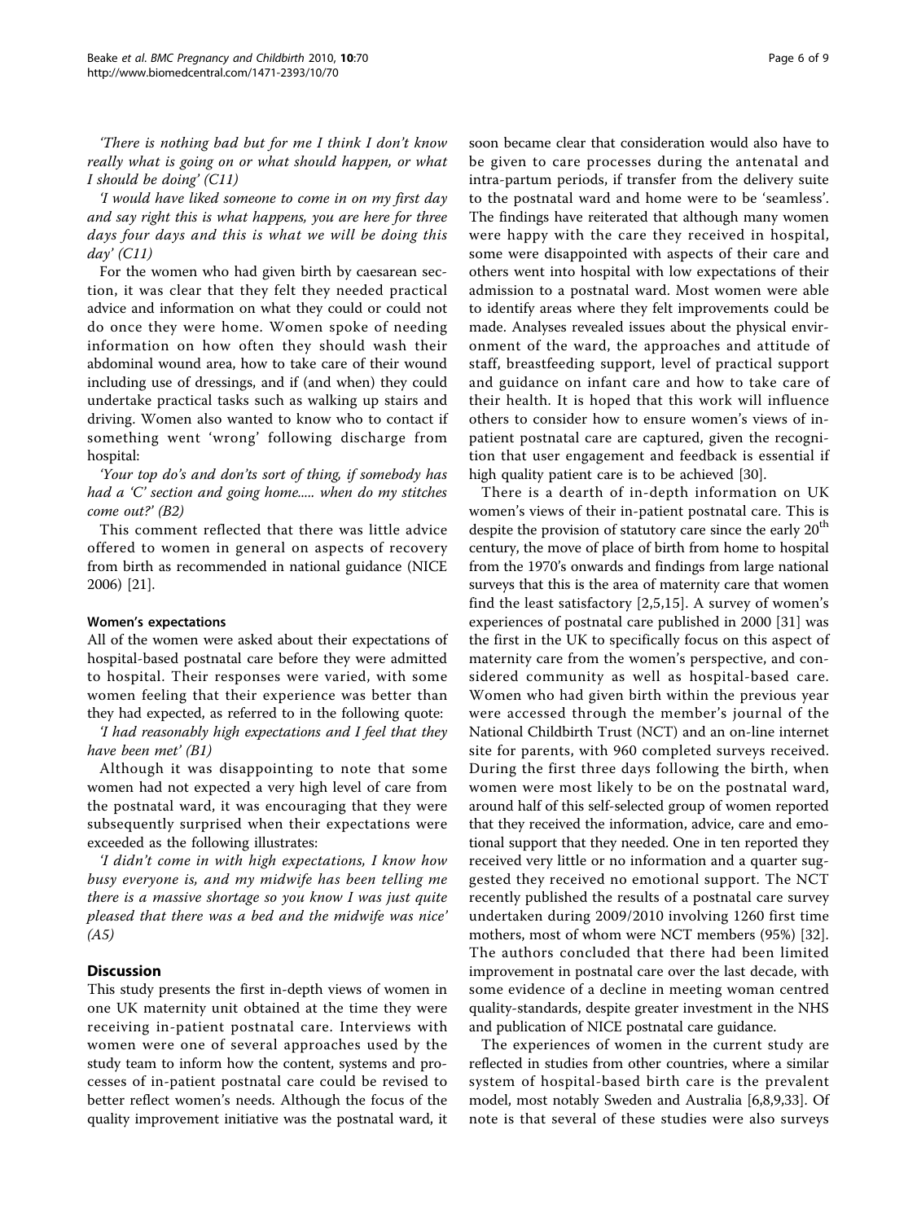*'There is nothing bad but for me I think I don't know really what is going on or what should happen, or what I should be doing' (C11)*

*'I would have liked someone to come in on my first day and say right this is what happens, you are here for three days four days and this is what we will be doing this day' (C11)*

For the women who had given birth by caesarean section, it was clear that they felt they needed practical advice and information on what they could or could not do once they were home. Women spoke of needing information on how often they should wash their abdominal wound area, how to take care of their wound including use of dressings, and if (and when) they could undertake practical tasks such as walking up stairs and driving. Women also wanted to know who to contact if something went 'wrong' following discharge from hospital:

*'Your top do's and don'ts sort of thing, if somebody has had a 'C' section and going home..... when do my stitches come out?' (B2)*

This comment reflected that there was little advice offered to women in general on aspects of recovery from birth as recommended in national guidance (NICE 2006) [21].

#### Women's expectations

All of the women were asked about their expectations of hospital-based postnatal care before they were admitted to hospital. Their responses were varied, with some women feeling that their experience was better than they had expected, as referred to in the following quote:

*'I had reasonably high expectations and I feel that they have been met' (B1)*

Although it was disappointing to note that some women had not expected a very high level of care from the postnatal ward, it was encouraging that they were subsequently surprised when their expectations were exceeded as the following illustrates:

*'I didn't come in with high expectations, I know how busy everyone is, and my midwife has been telling me there is a massive shortage so you know I was just quite pleased that there was a bed and the midwife was nice' (A5)*

## Discussion

This study presents the first in-depth views of women in one UK maternity unit obtained at the time they were receiving in-patient postnatal care. Interviews with women were one of several approaches used by the study team to inform how the content, systems and processes of in-patient postnatal care could be revised to better reflect women's needs. Although the focus of the quality improvement initiative was the postnatal ward, it soon became clear that consideration would also have to be given to care processes during the antenatal and intra-partum periods, if transfer from the delivery suite to the postnatal ward and home were to be 'seamless'. The findings have reiterated that although many women were happy with the care they received in hospital, some were disappointed with aspects of their care and others went into hospital with low expectations of their admission to a postnatal ward. Most women were able to identify areas where they felt improvements could be made. Analyses revealed issues about the physical environment of the ward, the approaches and attitude of staff, breastfeeding support, level of practical support and guidance on infant care and how to take care of their health. It is hoped that this work will influence others to consider how to ensure women's views of in-patient postnatal care are captured, given the recognition that user engagement and feedback is essential if high quality patient care is to be achieved [30].

There is a dearth of in-depth information on UK women's views of their in-patient postnatal care. This is despite the provision of statutory care since the early 20th century, the move of place of birth from home to hospital from the 1970's onwards and findings from large national surveys that this is the area of maternity care that women find the least satisfactory [2,5,15]. A survey of women's experiences of postnatal care published in 2000 [31] was the first in the UK to specifically focus on this aspect of maternity care from the women's perspective, and considered community as well as hospital-based care. Women who had given birth within the previous year were accessed through the member's journal of the National Childbirth Trust (NCT) and an on-line internet site for parents, with 960 completed surveys received. During the first three days following the birth, when women were most likely to be on the postnatal ward, around half of this self-selected group of women reported that they received the information, advice, care and emotional support that they needed. One in ten reported they received very little or no information and a quarter suggested they received no emotional support. The NCT recently published the results of a postnatal care survey undertaken during 2009/2010 involving 1260 first time mothers, most of whom were NCT members (95%) [32]. The authors concluded that there had been limited improvement in postnatal care over the last decade, with some evidence of a decline in meeting woman centred quality-standards, despite greater investment in the NHS and publication of NICE postnatal care guidance.

The experiences of women in the current study are reflected in studies from other countries, where a similar system of hospital-based birth care is the prevalent model, most notably Sweden and Australia [6,8,9,33]. Of note is that several of these studies were also surveys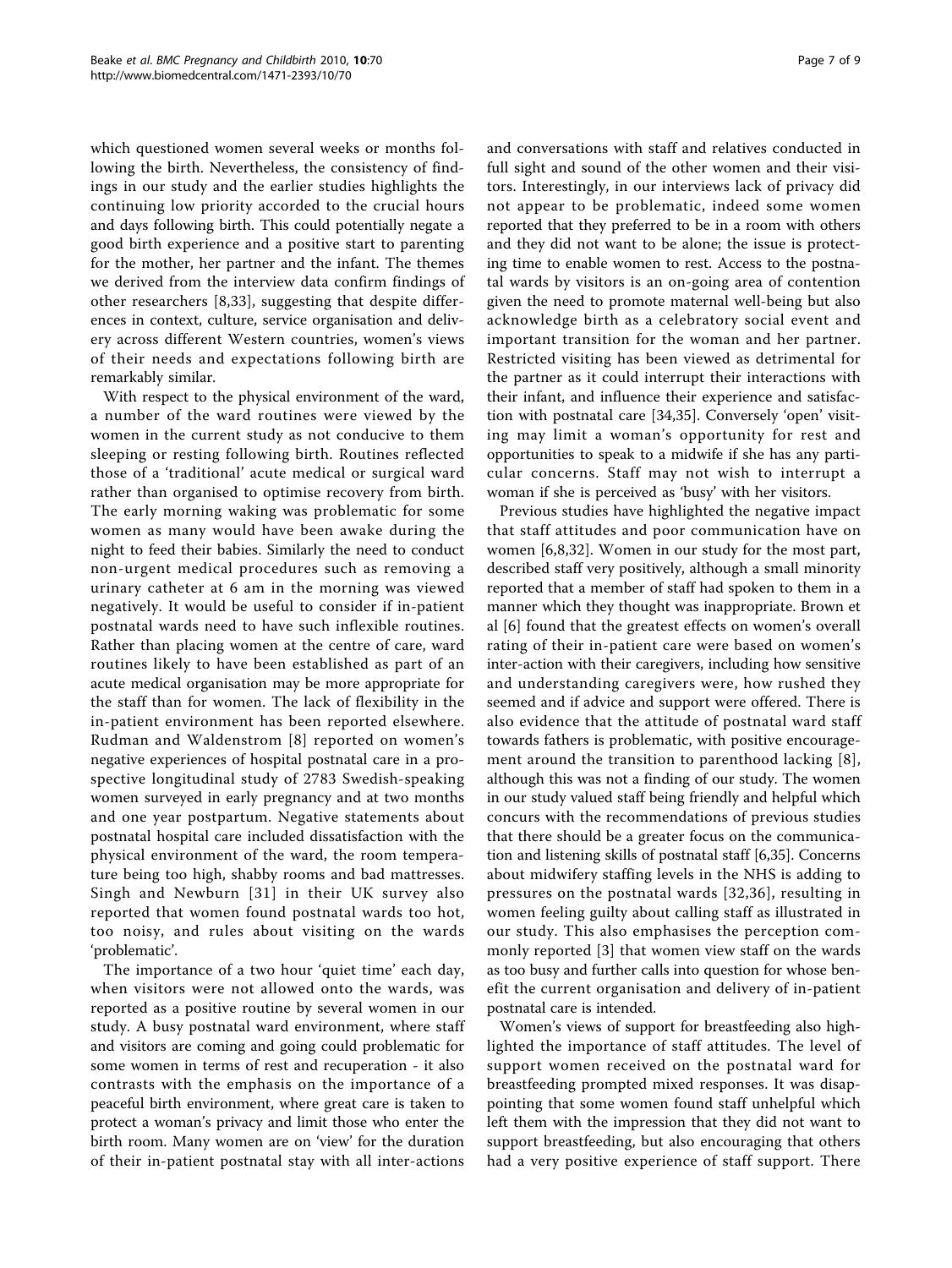which questioned women several weeks or months following the birth. Nevertheless, the consistency of findings in our study and the earlier studies highlights the continuing low priority accorded to the crucial hours and days following birth. This could potentially negate a good birth experience and a positive start to parenting for the mother, her partner and the infant. The themes we derived from the interview data confirm findings of other researchers [8,33], suggesting that despite differences in context, culture, service organisation and delivery across different Western countries, women's views of their needs and expectations following birth are remarkably similar.

With respect to the physical environment of the ward, a number of the ward routines were viewed by the women in the current study as not conducive to them sleeping or resting following birth. Routines reflected those of a 'traditional' acute medical or surgical ward rather than organised to optimise recovery from birth. The early morning waking was problematic for some women as many would have been awake during the night to feed their babies. Similarly the need to conduct non-urgent medical procedures such as removing a urinary catheter at 6 am in the morning was viewed negatively. It would be useful to consider if in-patient postnatal wards need to have such inflexible routines. Rather than placing women at the centre of care, ward routines likely to have been established as part of an acute medical organisation may be more appropriate for the staff than for women. The lack of flexibility in the in-patient environment has been reported elsewhere. Rudman and Waldenstrom [8] reported on women's negative experiences of hospital postnatal care in a prospective longitudinal study of 2783 Swedish-speaking women surveyed in early pregnancy and at two months and one year postpartum. Negative statements about postnatal hospital care included dissatisfaction with the physical environment of the ward, the room temperature being too high, shabby rooms and bad mattresses. Singh and Newburn [31] in their UK survey also reported that women found postnatal wards too hot, too noisy, and rules about visiting on the wards 'problematic'.

The importance of a two hour 'quiet time' each day, when visitors were not allowed onto the wards, was reported as a positive routine by several women in our study. A busy postnatal ward environment, where staff and visitors are coming and going could problematic for some women in terms of rest and recuperation - it also contrasts with the emphasis on the importance of a peaceful birth environment, where great care is taken to protect a woman's privacy and limit those who enter the birth room. Many women are on 'view' for the duration of their in-patient postnatal stay with all inter-actions and conversations with staff and relatives conducted in full sight and sound of the other women and their visitors. Interestingly, in our interviews lack of privacy did not appear to be problematic, indeed some women reported that they preferred to be in a room with others and they did not want to be alone; the issue is protecting time to enable women to rest. Access to the postnatal wards by visitors is an on-going area of contention given the need to promote maternal well-being but also acknowledge birth as a celebratory social event and important transition for the woman and her partner. Restricted visiting has been viewed as detrimental for the partner as it could interrupt their interactions with their infant, and influence their experience and satisfaction with postnatal care [34,35]. Conversely 'open' visiting may limit a woman's opportunity for rest and opportunities to speak to a midwife if she has any particular concerns. Staff may not wish to interrupt a woman if she is perceived as 'busy' with her visitors.

Previous studies have highlighted the negative impact that staff attitudes and poor communication have on women [6,8,32]. Women in our study for the most part, described staff very positively, although a small minority reported that a member of staff had spoken to them in a manner which they thought was inappropriate. Brown et al [6] found that the greatest effects on women's overall rating of their in-patient care were based on women's inter-action with their caregivers, including how sensitive and understanding caregivers were, how rushed they seemed and if advice and support were offered. There is also evidence that the attitude of postnatal ward staff towards fathers is problematic, with positive encouragement around the transition to parenthood lacking [8], although this was not a finding of our study. The women in our study valued staff being friendly and helpful which concurs with the recommendations of previous studies that there should be a greater focus on the communication and listening skills of postnatal staff [6,35]. Concerns about midwifery staffing levels in the NHS is adding to pressures on the postnatal wards [32,36], resulting in women feeling guilty about calling staff as illustrated in our study. This also emphasises the perception commonly reported [3] that women view staff on the wards as too busy and further calls into question for whose benefit the current organisation and delivery of in-patient postnatal care is intended.

Women's views of support for breastfeeding also highlighted the importance of staff attitudes. The level of support women received on the postnatal ward for breastfeeding prompted mixed responses. It was disappointing that some women found staff unhelpful which left them with the impression that they did not want to support breastfeeding, but also encouraging that others had a very positive experience of staff support. There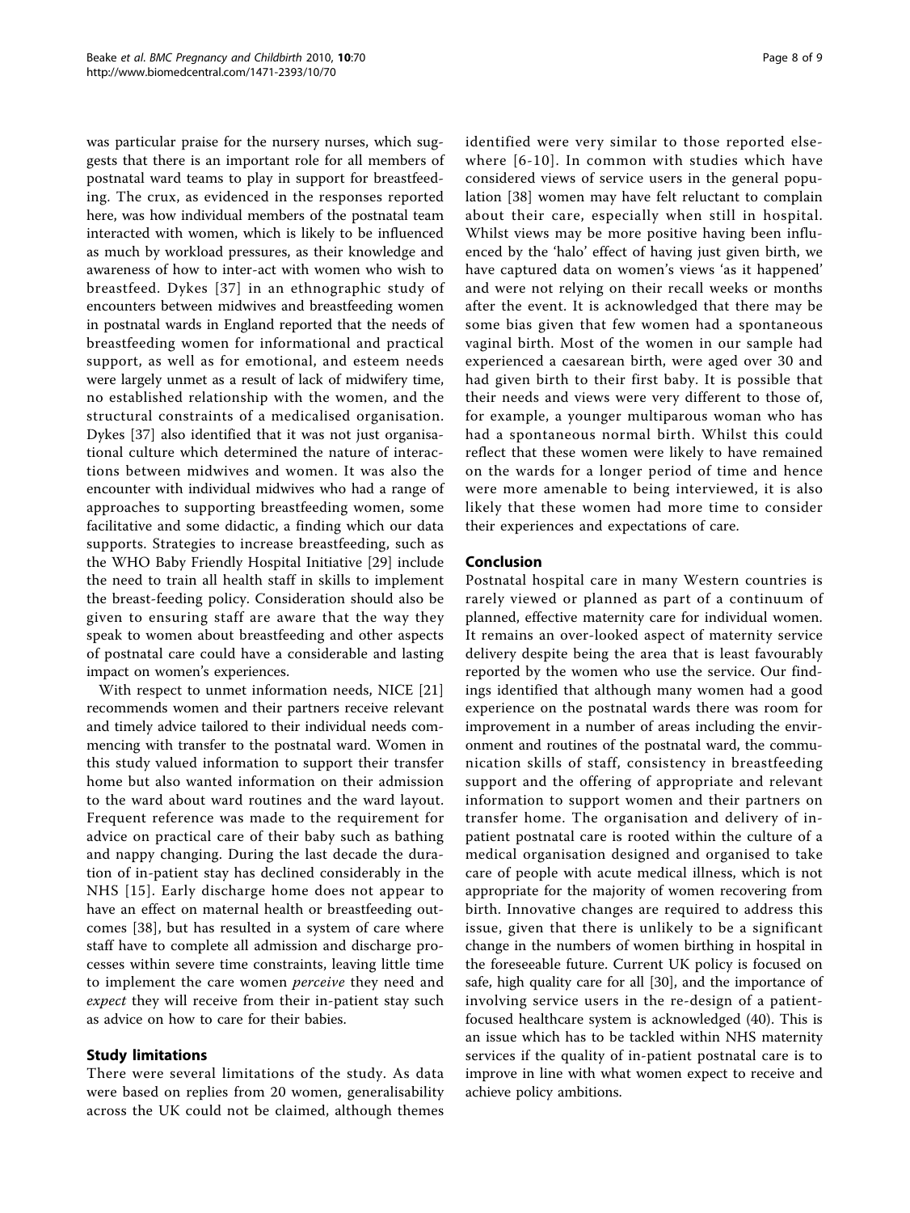was particular praise for the nursery nurses, which suggests that there is an important role for all members of postnatal ward teams to play in support for breastfeeding. The crux, as evidenced in the responses reported here, was how individual members of the postnatal team interacted with women, which is likely to be influenced as much by workload pressures, as their knowledge and awareness of how to inter-act with women who wish to breastfeed. Dykes [37] in an ethnographic study of encounters between midwives and breastfeeding women in postnatal wards in England reported that the needs of breastfeeding women for informational and practical support, as well as for emotional, and esteem needs were largely unmet as a result of lack of midwifery time, no established relationship with the women, and the structural constraints of a medicalised organisation. Dykes [37] also identified that it was not just organisational culture which determined the nature of interactions between midwives and women. It was also the encounter with individual midwives who had a range of approaches to supporting breastfeeding women, some facilitative and some didactic, a finding which our data supports. Strategies to increase breastfeeding, such as the WHO Baby Friendly Hospital Initiative [29] include the need to train all health staff in skills to implement the breast-feeding policy. Consideration should also be given to ensuring staff are aware that the way they speak to women about breastfeeding and other aspects of postnatal care could have a considerable and lasting impact on women's experiences.

With respect to unmet information needs, NICE [21] recommends women and their partners receive relevant and timely advice tailored to their individual needs commencing with transfer to the postnatal ward. Women in this study valued information to support their transfer home but also wanted information on their admission to the ward about ward routines and the ward layout. Frequent reference was made to the requirement for advice on practical care of their baby such as bathing and nappy changing. During the last decade the duration of in-patient stay has declined considerably in the NHS [15]. Early discharge home does not appear to have an effect on maternal health or breastfeeding outcomes [38], but has resulted in a system of care where staff have to complete all admission and discharge processes within severe time constraints, leaving little time to implement the care women *perceive* they need and *expect* they will receive from their in-patient stay such as advice on how to care for their babies.

## Study limitations

There were several limitations of the study. As data were based on replies from 20 women, generalisability across the UK could not be claimed, although themes identified were very similar to those reported elsewhere [6-10]. In common with studies which have considered views of service users in the general population [38] women may have felt reluctant to complain about their care, especially when still in hospital. Whilst views may be more positive having been influenced by the 'halo' effect of having just given birth, we have captured data on women's views 'as it happened' and were not relying on their recall weeks or months after the event. It is acknowledged that there may be some bias given that few women had a spontaneous vaginal birth. Most of the women in our sample had experienced a caesarean birth, were aged over 30 and had given birth to their first baby. It is possible that their needs and views were very different to those of, for example, a younger multiparous woman who has had a spontaneous normal birth. Whilst this could reflect that these women were likely to have remained on the wards for a longer period of time and hence were more amenable to being interviewed, it is also likely that these women had more time to consider their experiences and expectations of care.

## Conclusion

Postnatal hospital care in many Western countries is rarely viewed or planned as part of a continuum of planned, effective maternity care for individual women. It remains an over-looked aspect of maternity service delivery despite being the area that is least favourably reported by the women who use the service. Our findings identified that although many women had a good experience on the postnatal wards there was room for improvement in a number of areas including the environment and routines of the postnatal ward, the communication skills of staff, consistency in breastfeeding support and the offering of appropriate and relevant information to support women and their partners on transfer home. The organisation and delivery of in-patient postnatal care is rooted within the culture of a medical organisation designed and organised to take care of people with acute medical illness, which is not appropriate for the majority of women recovering from birth. Innovative changes are required to address this issue, given that there is unlikely to be a significant change in the numbers of women birthing in hospital in the foreseeable future. Current UK policy is focused on safe, high quality care for all [30], and the importance of involving service users in the re-design of a patient-focused healthcare system is acknowledged (40). This is an issue which has to be tackled within NHS maternity services if the quality of in-patient postnatal care is to improve in line with what women expect to receive and achieve policy ambitions.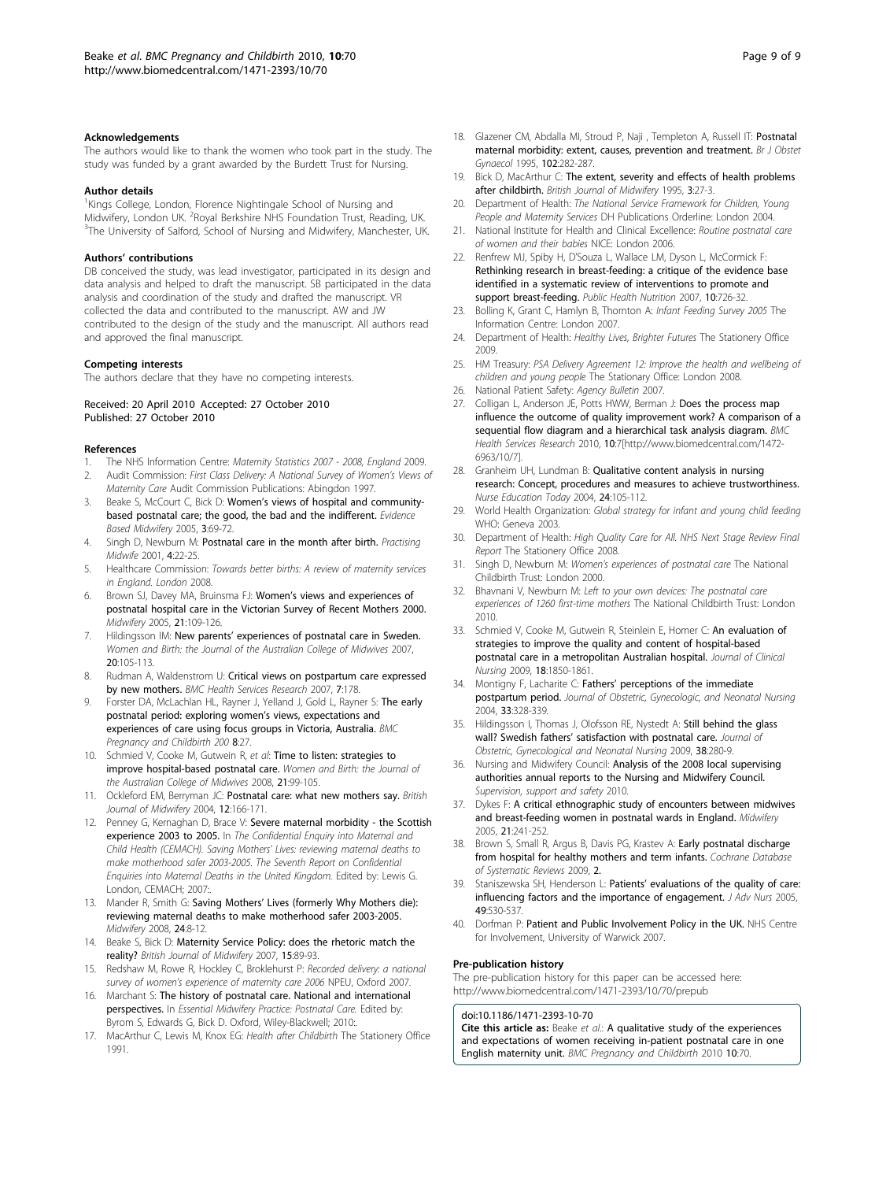## Acknowledgements

The authors would like to thank the women who took part in the study. The study was funded by a grant awarded by the Burdett Trust for Nursing.

## Author details

[1]Kings College, London, Florence Nightingale School of Nursing and Midwifery, London UK. [2]Royal Berkshire NHS Foundation Trust, Reading, UK. [3]The University of Salford, School of Nursing and Midwifery, Manchester, UK.

## Authors' contributions

DB conceived the study, was lead investigator, participated in its design and data analysis and helped to draft the manuscript. SB participated in the data analysis and coordination of the study and drafted the manuscript. VR collected the data and contributed to the manuscript. AW and JW contributed to the design of the study and the manuscript. All authors read and approved the final manuscript.

## Competing interests

The authors declare that they have no competing interests.

Received: 20 April 2010 Accepted: 27 October 2010
Published: 27 October 2010

## References

1. The NHS Information Centre: *Maternity Statistics 2007 - 2008, England* 2009.
2. Audit Commission: *First Class Delivery: A National Survey of Women's Views of Maternity Care* Audit Commission Publications: Abingdon 1997.
3. Beake S, McCourt C, Bick D: **Women's views of hospital and community-based postnatal care; the good, the bad and the indifferent.** *Evidence Based Midwifery* 2005, **3**:69-72.
4. Singh D, Newburn M: **Postnatal care in the month after birth.** *Practising Midwife* 2001, **4**:22-25.
5. Healthcare Commission: *Towards better births: A review of maternity services in England. London* 2008.
6. Brown SJ, Davey MA, Bruinsma FJ: **Women's views and experiences of postnatal hospital care in the Victorian Survey of Recent Mothers 2000.** *Midwifery* 2005, **21**:109-126.
7. Hildingsson IM: **New parents' experiences of postnatal care in Sweden.** *Women and Birth: the Journal of the Australian College of Midwives* 2007, **20**:105-113.
8. Rudman A, Waldenstrom U: **Critical views on postpartum care expressed by new mothers.** *BMC Health Services Research* 2007, **7**:178.
9. Forster DA, McLachlan HL, Rayner J, Yelland J, Gold L, Rayner S: **The early postnatal period: exploring women's views, expectations and experiences of care using focus groups in Victoria, Australia.** *BMC Pregnancy and Childbirth 200* **8**:27.
10. Schmied V, Cooke M, Gutwein R, *et al*: **Time to listen: strategies to improve hospital-based postnatal care.** *Women and Birth: the Journal of the Australian College of Midwives* 2008, **21**:99-105.
11. Ockleford EM, Berryman JC: **Postnatal care: what new mothers say.** *British Journal of Midwifery* 2004, **12**:166-171.
12. Penney G, Kernaghan D, Brace V: **Severe maternal morbidity - the Scottish experience 2003 to 2005.** In *The Confidential Enquiry into Maternal and Child Health (CEMACH). Saving Mothers' Lives: reviewing maternal deaths to make motherhood safer 2003-2005. The Seventh Report on Confidential Enquiries into Maternal Deaths in the United Kingdom.* Edited by: Lewis G. London, CEMACH; 2007:.
13. Mander R, Smith G: **Saving Mothers' Lives (formerly Why Mothers die): reviewing maternal deaths to make motherhood safer 2003-2005.** *Midwifery* 2008, **24**:8-12.
14. Beake S, Bick D: **Maternity Service Policy: does the rhetoric match the reality?** *British Journal of Midwifery* 2007, **15**:89-93.
15. Redshaw M, Rowe R, Hockley C, Broklehurst P: *Recorded delivery: a national survey of women's experience of maternity care 2006* NPEU, Oxford 2007.
16. Marchant S: **The history of postnatal care. National and international perspectives.** In *Essential Midwifery Practice: Postnatal Care.* Edited by: Byrom S, Edwards G, Bick D. Oxford, Wiley-Blackwell; 2010:.
17. MacArthur C, Lewis M, Knox EG: *Health after Childbirth* The Stationery Office 1991.
18. Glazener CM, Abdalla MI, Stroud P, Naji , Templeton A, Russell IT: **Postnatal maternal morbidity: extent, causes, prevention and treatment.** *Br J Obstet Gynaecol* 1995, **102**:282-287.
19. Bick D, MacArthur C: **The extent, severity and effects of health problems after childbirth.** *British Journal of Midwifery* 1995, **3**:27-3.
20. Department of Health: *The National Service Framework for Children, Young People and Maternity Services* DH Publications Orderline: London 2004.
21. National Institute for Health and Clinical Excellence: *Routine postnatal care of women and their babies* NICE: London 2006.
22. Renfrew MJ, Spiby H, D'Souza L, Wallace LM, Dyson L, McCormick F: **Rethinking research in breast-feeding: a critique of the evidence base identified in a systematic review of interventions to promote and support breast-feeding.** *Public Health Nutrition* 2007, **10**:726-32.
23. Bolling K, Grant C, Hamlyn B, Thornton A: *Infant Feeding Survey 2005* The Information Centre: London 2007.
24. Department of Health: *Healthy Lives, Brighter Futures* The Stationery Office 2009.
25. HM Treasury: *PSA Delivery Agreement 12: Improve the health and wellbeing of children and young people* The Stationary Office: London 2008.
26. National Patient Safety: *Agency Bulletin* 2007.
27. Colligan L, Anderson JE, Potts HWW, Berman J: **Does the process map influence the outcome of quality improvement work? A comparison of a sequential flow diagram and a hierarchical task analysis diagram.** *BMC Health Services Research* 2010, **10**:7[http://www.biomedcentral.com/1472-6963/10/7].
28. Granheim UH, Lundman B: **Qualitative content analysis in nursing research: Concept, procedures and measures to achieve trustworthiness.** *Nurse Education Today* 2004, **24**:105-112.
29. World Health Organization: *Global strategy for infant and young child feeding* WHO: Geneva 2003.
30. Department of Health: *High Quality Care for All. NHS Next Stage Review Final Report* The Stationery Office 2008.
31. Singh D, Newburn M: *Women's experiences of postnatal care* The National Childbirth Trust: London 2000.
32. Bhavnani V, Newburn M: *Left to your own devices: The postnatal care experiences of 1260 first-time mothers* The National Childbirth Trust: London 2010.
33. Schmied V, Cooke M, Gutwein R, Steinlein E, Homer C: **An evaluation of strategies to improve the quality and content of hospital-based postnatal care in a metropolitan Australian hospital.** *Journal of Clinical Nursing* 2009, **18**:1850-1861.
34. Montigny F, Lacharite C: **Fathers' perceptions of the immediate postpartum period.** *Journal of Obstetric, Gynecologic, and Neonatal Nursing* 2004, **33**:328-339.
35. Hildingsson I, Thomas J, Olofsson RE, Nystedt A: **Still behind the glass wall? Swedish fathers' satisfaction with postnatal care.** *Journal of Obstetric, Gynecological and Neonatal Nursing* 2009, **38**:280-9.
36. Nursing and Midwifery Council: **Analysis of the 2008 local supervising authorities annual reports to the Nursing and Midwifery Council.** *Supervision, support and safety* 2010.
37. Dykes F: **A critical ethnographic study of encounters between midwives and breast-feeding women in postnatal wards in England.** *Midwifery* 2005, **21**:241-252.
38. Brown S, Small R, Argus B, Davis PG, Krastev A: **Early postnatal discharge from hospital for healthy mothers and term infants.** *Cochrane Database of Systematic Reviews* 2009, **2.**
39. Staniszewska SH, Henderson L: **Patients' evaluations of the quality of care: influencing factors and the importance of engagement.** *J Adv Nurs* 2005, **49**:530-537.
40. Dorfman P: **Patient and Public Involvement Policy in the UK.** NHS Centre for Involvement, University of Warwick 2007.

## Pre-publication history

The pre-publication history for this paper can be accessed here:
http://www.biomedcentral.com/1471-2393/10/70/prepub

doi:10.1186/1471-2393-10-70
**Cite this article as:** Beake *et al.*: A qualitative study of the experiences and expectations of women receiving in-patient postnatal care in one English maternity unit. *BMC Pregnancy and Childbirth* 2010 **10**:70.